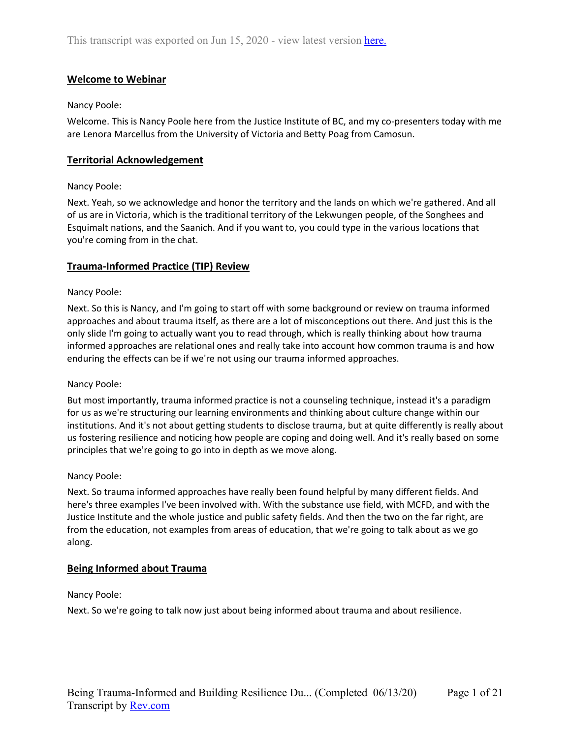This transcript was exported on Jun 15, 2020 - view latest version here.

## Welcome to Webinar

Nancy Poole:

Welcome. This is Nancy Poole here from the Justice Institute of BC, and my co-presenters today with me are Lenora Marcellus from the University of Victoria and Betty Poag from Camosun.

## Territorial Acknowledgement

Nancy Poole:

Next. Yeah, so we acknowledge and honor the territory and the lands on which we're gathered. And all of us are in Victoria, which is the traditional territory of the Lekwungen people, of the Songhees and Esquimalt nations, and the Saanich. And if you want to, you could type in the various locations that you're coming from in the chat.

## Trauma-Informed Practice (TIP) Review

Nancy Poole:

Next. So this is Nancy, and I'm going to start off with some background or review on trauma informed approaches and about trauma itself, as there are a lot of misconceptions out there. And just this is the only slide I'm going to actually want you to read through, which is really thinking about how trauma informed approaches are relational ones and really take into account how common trauma is and how enduring the effects can be if we're not using our trauma informed approaches.

Nancy Poole:

But most importantly, trauma informed practice is not a counseling technique, instead it's a paradigm for us as we're structuring our learning environments and thinking about culture change within our institutions. And it's not about getting students to disclose trauma, but at quite differently is really about us fostering resilience and noticing how people are coping and doing well. And it's really based on some principles that we're going to go into in depth as we move along.

Nancy Poole:

Next. So trauma informed approaches have really been found helpful by many different fields. And here's three examples I've been involved with. With the substance use field, with MCFD, and with the Justice Institute and the whole justice and public safety fields. And then the two on the far right, are from the education, not examples from areas of education, that we're going to talk about as we go along.

## Being Informed about Trauma

Nancy Poole:

Next. So we're going to talk now just about being informed about trauma and about resilience.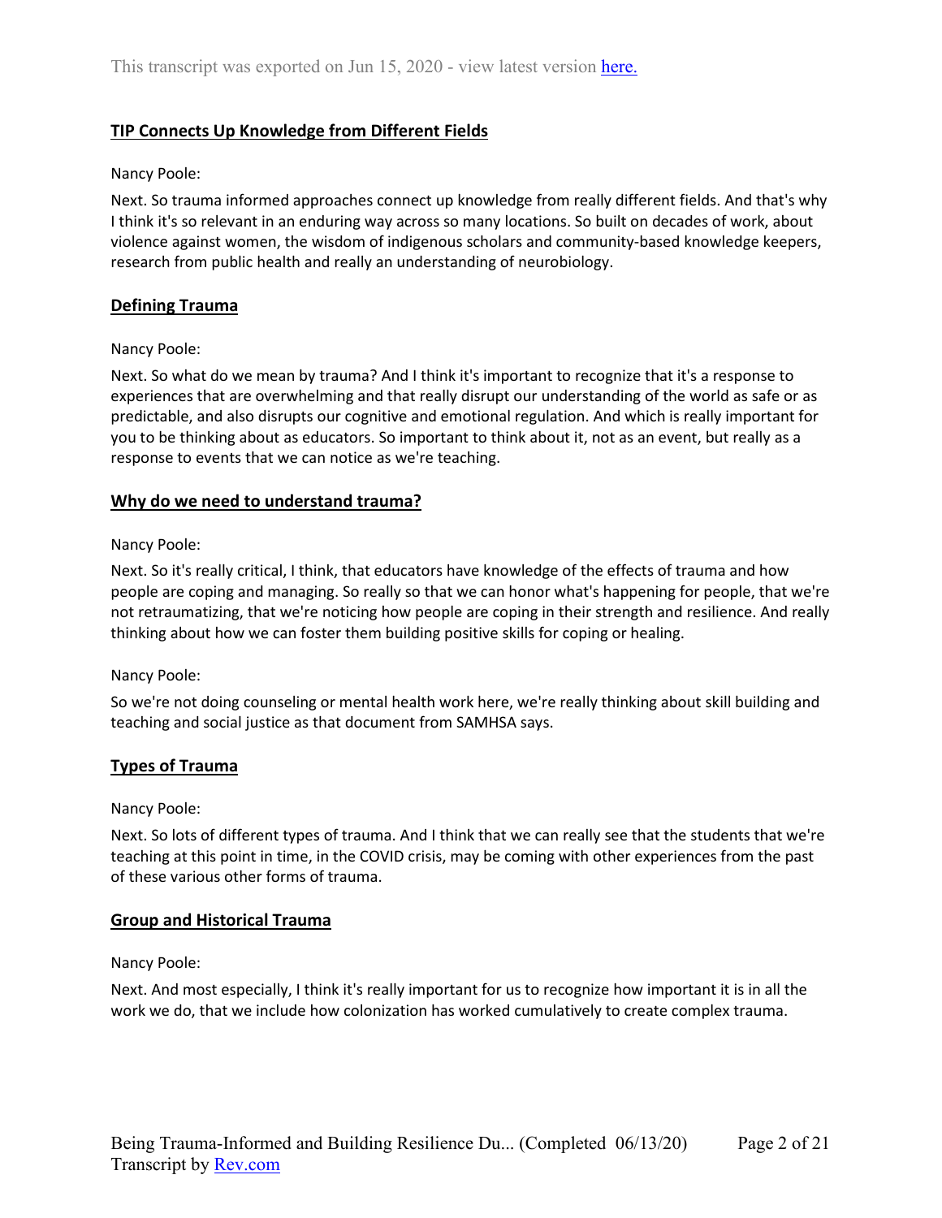## TIP Connects Up Knowledge from Different Fields

Nancy Poole:

Next. So trauma informed approaches connect up knowledge from really different fields. And that's why I think it's so relevant in an enduring way across so many locations. So built on decades of work, about violence against women, the wisdom of indigenous scholars and community-based knowledge keepers, research from public health and really an understanding of neurobiology.

## Defining Trauma

Nancy Poole:

Next. So what do we mean by trauma? And I think it's important to recognize that it's a response to experiences that are overwhelming and that really disrupt our understanding of the world as safe or as predictable, and also disrupts our cognitive and emotional regulation. And which is really important for you to be thinking about as educators. So important to think about it, not as an event, but really as a response to events that we can notice as we're teaching.

## Why do we need to understand trauma?

Nancy Poole:

Next. So it's really critical, I think, that educators have knowledge of the effects of trauma and how people are coping and managing. So really so that we can honor what's happening for people, that we're not retraumatizing, that we're noticing how people are coping in their strength and resilience. And really thinking about how we can foster them building positive skills for coping or healing.

Nancy Poole:

So we're not doing counseling or mental health work here, we're really thinking about skill building and teaching and social justice as that document from SAMHSA says.

## Types of Trauma

Nancy Poole:

Next. So lots of different types of trauma. And I think that we can really see that the students that we're teaching at this point in time, in the COVID crisis, may be coming with other experiences from the past of these various other forms of trauma.

## Group and Historical Trauma

Nancy Poole:

Next. And most especially, I think it's really important for us to recognize how important it is in all the work we do, that we include how colonization has worked cumulatively to create complex trauma.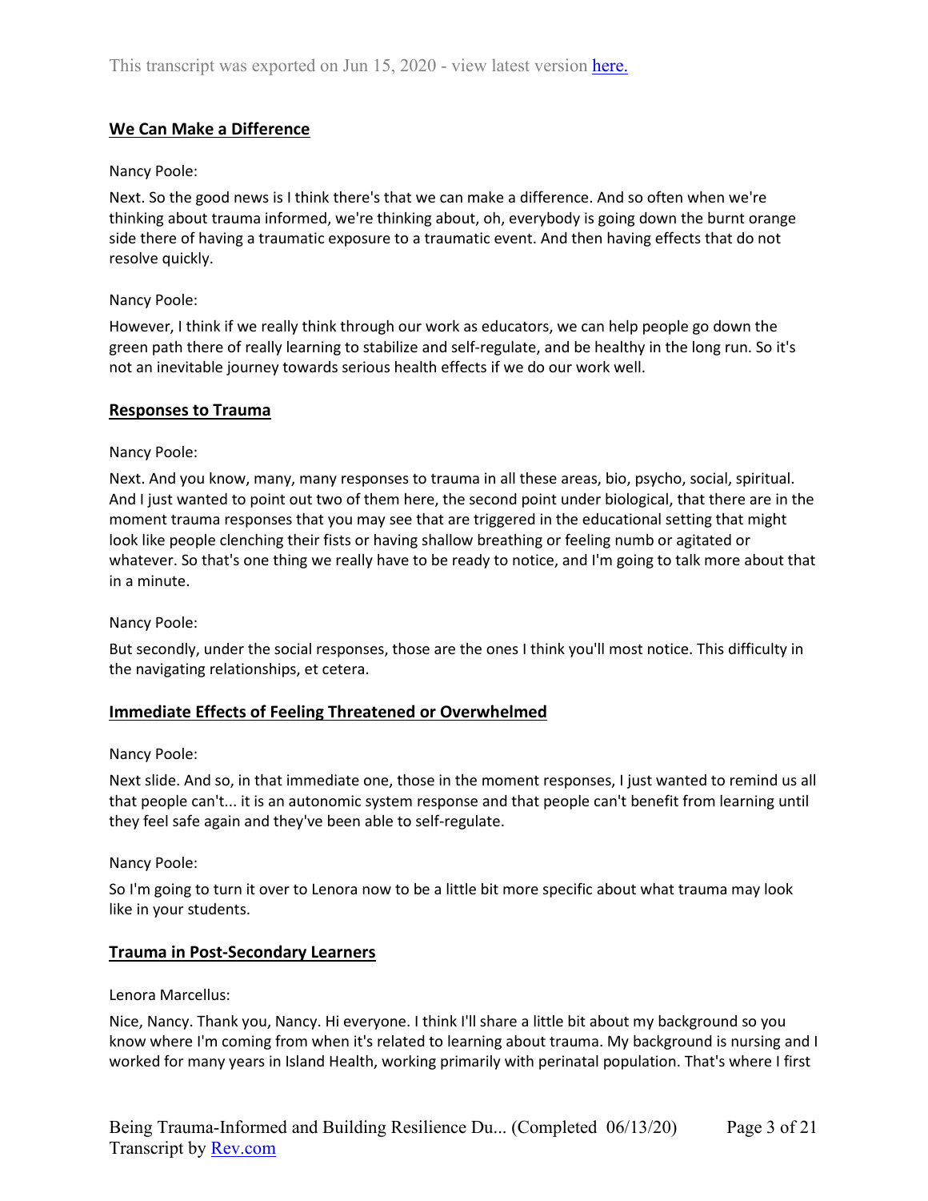## We Can Make a Difference

Nancy Poole:

Next. So the good news is I think there's that we can make a difference. And so often when we're thinking about trauma informed, we're thinking about, oh, everybody is going down the burnt orange side there of having a traumatic exposure to a traumatic event. And then having effects that do not resolve quickly.

Nancy Poole:

However, I think if we really think through our work as educators, we can help people go down the green path there of really learning to stabilize and self-regulate, and be healthy in the long run. So it's not an inevitable journey towards serious health effects if we do our work well.

## Responses to Trauma

Nancy Poole:

Next. And you know, many, many responses to trauma in all these areas, bio, psycho, social, spiritual. And I just wanted to point out two of them here, the second point under biological, that there are in the moment trauma responses that you may see that are triggered in the educational setting that might look like people clenching their fists or having shallow breathing or feeling numb or agitated or whatever. So that's one thing we really have to be ready to notice, and I'm going to talk more about that in a minute.

Nancy Poole:

But secondly, under the social responses, those are the ones I think you'll most notice. This difficulty in the navigating relationships, et cetera.

## Immediate Effects of Feeling Threatened or Overwhelmed

Nancy Poole:

Next slide. And so, in that immediate one, those in the moment responses, I just wanted to remind us all that people can't... it is an autonomic system response and that people can't benefit from learning until they feel safe again and they've been able to self-regulate.

Nancy Poole:

So I'm going to turn it over to Lenora now to be a little bit more specific about what trauma may look like in your students.

## Trauma in Post-Secondary Learners

Lenora Marcellus:

Nice, Nancy. Thank you, Nancy. Hi everyone. I think I'll share a little bit about my background so you know where I'm coming from when it's related to learning about trauma. My background is nursing and I worked for many years in Island Health, working primarily with perinatal population. That's where I first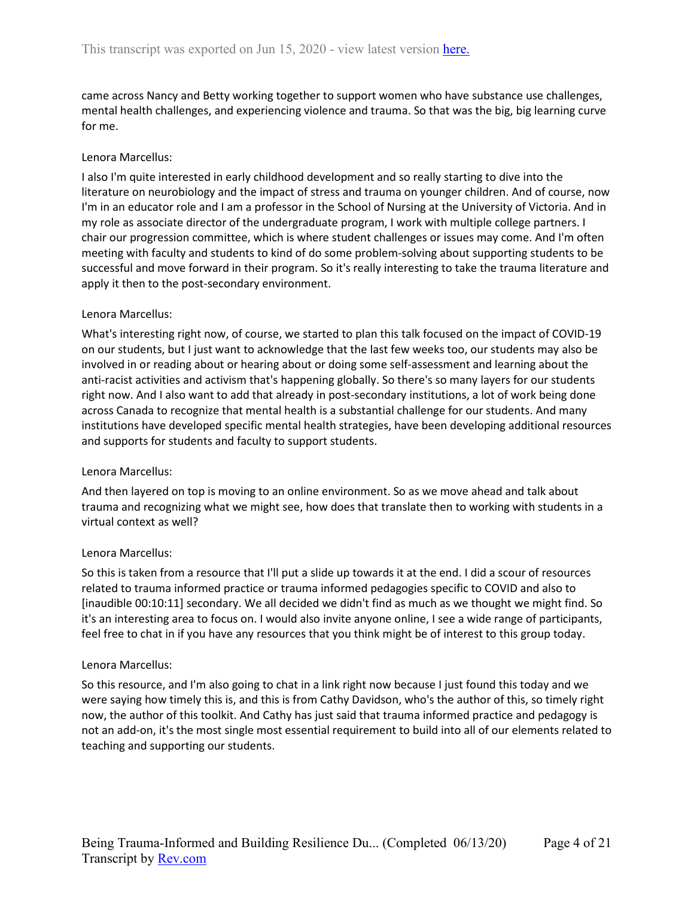came across Nancy and Betty working together to support women who have substance use challenges, mental health challenges, and experiencing violence and trauma. So that was the big, big learning curve for me.

Lenora Marcellus:

I also I'm quite interested in early childhood development and so really starting to dive into the literature on neurobiology and the impact of stress and trauma on younger children. And of course, now I'm in an educator role and I am a professor in the School of Nursing at the University of Victoria. And in my role as associate director of the undergraduate program, I work with multiple college partners. I chair our progression committee, which is where student challenges or issues may come. And I'm often meeting with faculty and students to kind of do some problem-solving about supporting students to be successful and move forward in their program. So it's really interesting to take the trauma literature and apply it then to the post-secondary environment.

Lenora Marcellus:

What's interesting right now, of course, we started to plan this talk focused on the impact of COVID-19 on our students, but I just want to acknowledge that the last few weeks too, our students may also be involved in or reading about or hearing about or doing some self-assessment and learning about the anti-racist activities and activism that's happening globally. So there's so many layers for our students right now. And I also want to add that already in post-secondary institutions, a lot of work being done across Canada to recognize that mental health is a substantial challenge for our students. And many institutions have developed specific mental health strategies, have been developing additional resources and supports for students and faculty to support students.

Lenora Marcellus:

And then layered on top is moving to an online environment. So as we move ahead and talk about trauma and recognizing what we might see, how does that translate then to working with students in a virtual context as well?

Lenora Marcellus:

So this is taken from a resource that I'll put a slide up towards it at the end. I did a scour of resources related to trauma informed practice or trauma informed pedagogies specific to COVID and also to [inaudible 00:10:11] secondary. We all decided we didn't find as much as we thought we might find. So it's an interesting area to focus on. I would also invite anyone online, I see a wide range of participants, feel free to chat in if you have any resources that you think might be of interest to this group today.

Lenora Marcellus:

So this resource, and I'm also going to chat in a link right now because I just found this today and we were saying how timely this is, and this is from Cathy Davidson, who's the author of this, so timely right now, the author of this toolkit. And Cathy has just said that trauma informed practice and pedagogy is not an add-on, it's the most single most essential requirement to build into all of our elements related to teaching and supporting our students.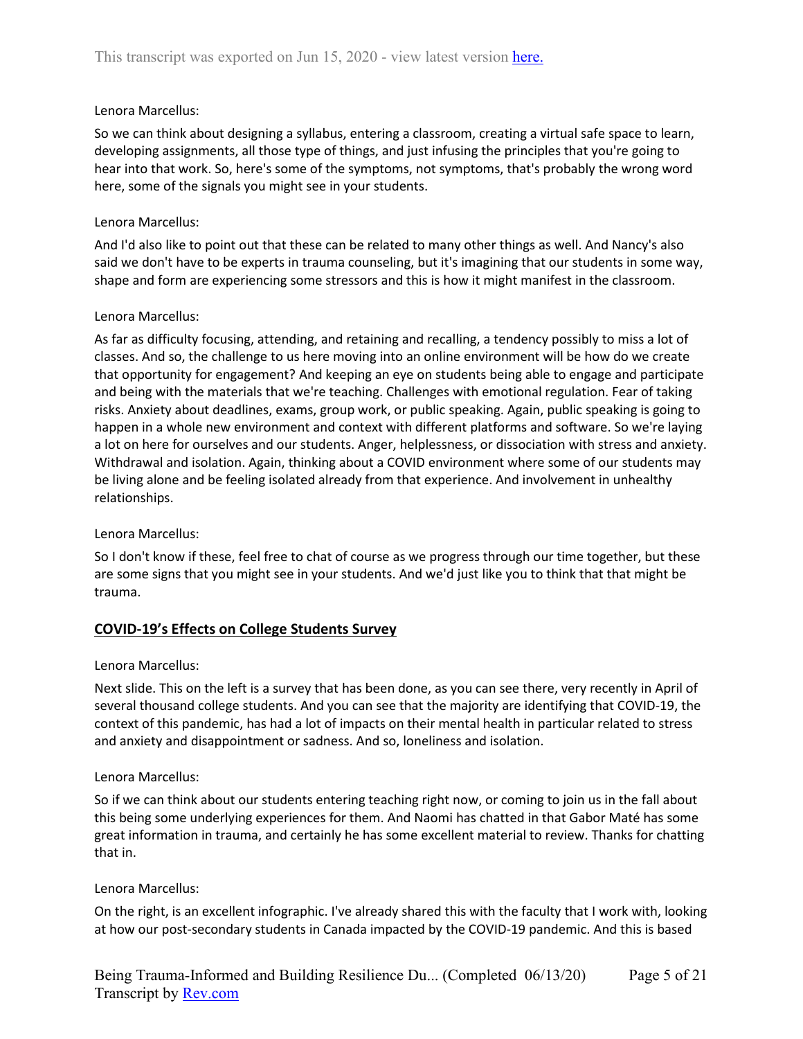Lenora Marcellus:

So we can think about designing a syllabus, entering a classroom, creating a virtual safe space to learn, developing assignments, all those type of things, and just infusing the principles that you're going to hear into that work. So, here's some of the symptoms, not symptoms, that's probably the wrong word here, some of the signals you might see in your students.

Lenora Marcellus:

And I'd also like to point out that these can be related to many other things as well. And Nancy's also said we don't have to be experts in trauma counseling, but it's imagining that our students in some way, shape and form are experiencing some stressors and this is how it might manifest in the classroom.

Lenora Marcellus:

As far as difficulty focusing, attending, and retaining and recalling, a tendency possibly to miss a lot of classes. And so, the challenge to us here moving into an online environment will be how do we create that opportunity for engagement? And keeping an eye on students being able to engage and participate and being with the materials that we're teaching. Challenges with emotional regulation. Fear of taking risks. Anxiety about deadlines, exams, group work, or public speaking. Again, public speaking is going to happen in a whole new environment and context with different platforms and software. So we're laying a lot on here for ourselves and our students. Anger, helplessness, or dissociation with stress and anxiety. Withdrawal and isolation. Again, thinking about a COVID environment where some of our students may be living alone and be feeling isolated already from that experience. And involvement in unhealthy relationships.

Lenora Marcellus:

So I don't know if these, feel free to chat of course as we progress through our time together, but these are some signs that you might see in your students. And we'd just like you to think that that might be trauma.

## COVID-19's Effects on College Students Survey

Lenora Marcellus:

Next slide. This on the left is a survey that has been done, as you can see there, very recently in April of several thousand college students. And you can see that the majority are identifying that COVID-19, the context of this pandemic, has had a lot of impacts on their mental health in particular related to stress and anxiety and disappointment or sadness. And so, loneliness and isolation.

Lenora Marcellus:

So if we can think about our students entering teaching right now, or coming to join us in the fall about this being some underlying experiences for them. And Naomi has chatted in that Gabor Maté has some great information in trauma, and certainly he has some excellent material to review. Thanks for chatting that in.

Lenora Marcellus:

On the right, is an excellent infographic. I've already shared this with the faculty that I work with, looking at how our post-secondary students in Canada impacted by the COVID-19 pandemic. And this is based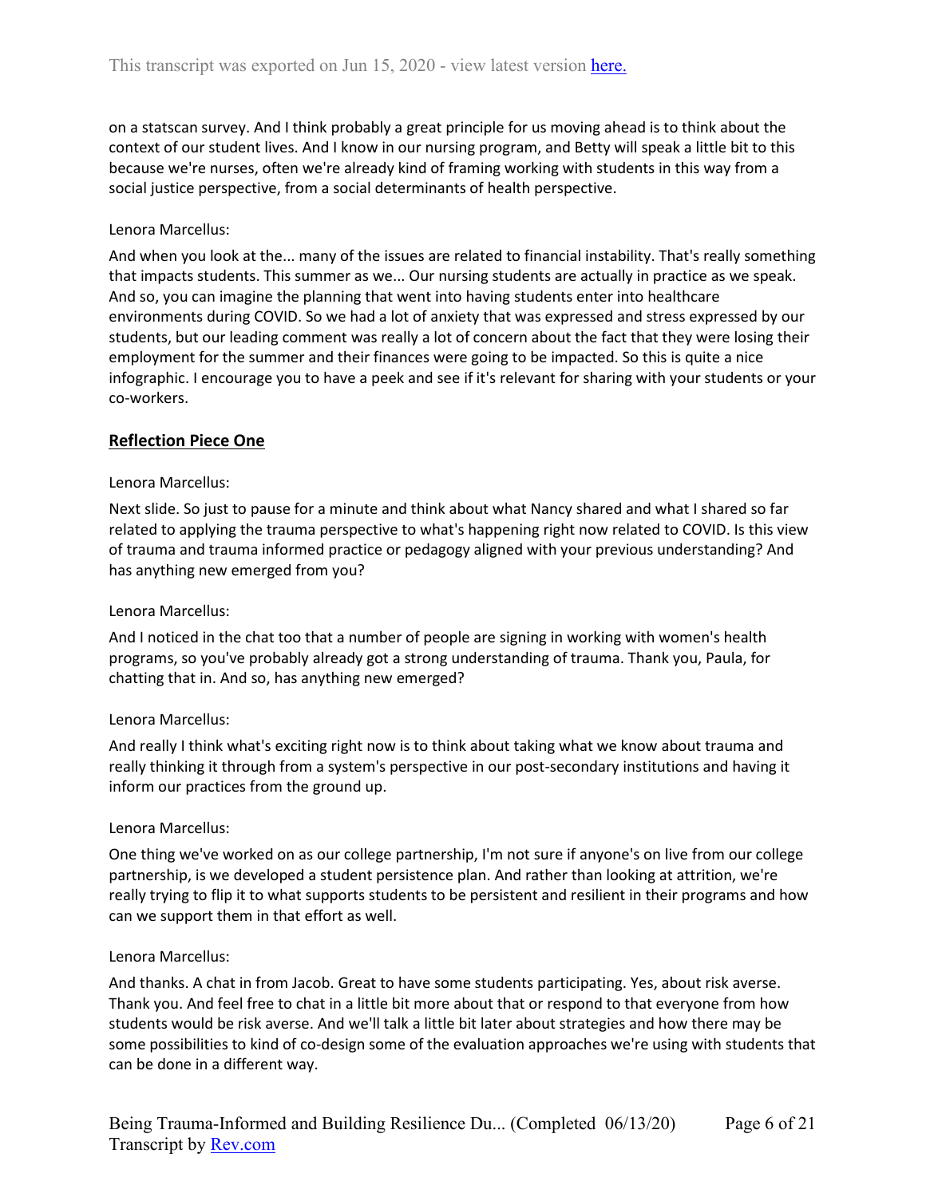on a statscan survey. And I think probably a great principle for us moving ahead is to think about the context of our student lives. And I know in our nursing program, and Betty will speak a little bit to this because we're nurses, often we're already kind of framing working with students in this way from a social justice perspective, from a social determinants of health perspective.

Lenora Marcellus:

And when you look at the... many of the issues are related to financial instability. That's really something that impacts students. This summer as we... Our nursing students are actually in practice as we speak. And so, you can imagine the planning that went into having students enter into healthcare environments during COVID. So we had a lot of anxiety that was expressed and stress expressed by our students, but our leading comment was really a lot of concern about the fact that they were losing their employment for the summer and their finances were going to be impacted. So this is quite a nice infographic. I encourage you to have a peek and see if it's relevant for sharing with your students or your co-workers.

## Reflection Piece One

Lenora Marcellus:

Next slide. So just to pause for a minute and think about what Nancy shared and what I shared so far related to applying the trauma perspective to what's happening right now related to COVID. Is this view of trauma and trauma informed practice or pedagogy aligned with your previous understanding? And has anything new emerged from you?

Lenora Marcellus:

And I noticed in the chat too that a number of people are signing in working with women's health programs, so you've probably already got a strong understanding of trauma. Thank you, Paula, for chatting that in. And so, has anything new emerged?

Lenora Marcellus:

And really I think what's exciting right now is to think about taking what we know about trauma and really thinking it through from a system's perspective in our post-secondary institutions and having it inform our practices from the ground up.

Lenora Marcellus:

One thing we've worked on as our college partnership, I'm not sure if anyone's on live from our college partnership, is we developed a student persistence plan. And rather than looking at attrition, we're really trying to flip it to what supports students to be persistent and resilient in their programs and how can we support them in that effort as well.

Lenora Marcellus:

And thanks. A chat in from Jacob. Great to have some students participating. Yes, about risk averse. Thank you. And feel free to chat in a little bit more about that or respond to that everyone from how students would be risk averse. And we'll talk a little bit later about strategies and how there may be some possibilities to kind of co-design some of the evaluation approaches we're using with students that can be done in a different way.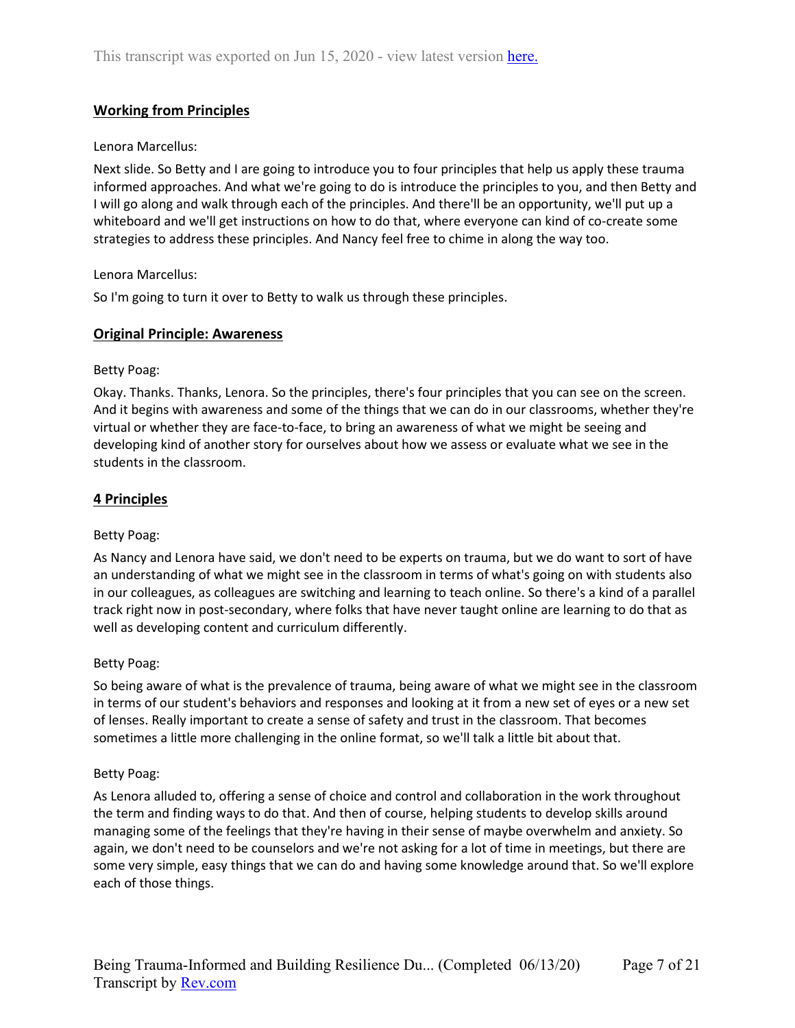## Working from Principles

Lenora Marcellus:

Next slide. So Betty and I are going to introduce you to four principles that help us apply these trauma informed approaches. And what we're going to do is introduce the principles to you, and then Betty and I will go along and walk through each of the principles. And there'll be an opportunity, we'll put up a whiteboard and we'll get instructions on how to do that, where everyone can kind of co-create some strategies to address these principles. And Nancy feel free to chime in along the way too.

Lenora Marcellus:

So I'm going to turn it over to Betty to walk us through these principles.

## Original Principle: Awareness

Betty Poag:

Okay. Thanks. Thanks, Lenora. So the principles, there's four principles that you can see on the screen. And it begins with awareness and some of the things that we can do in our classrooms, whether they're virtual or whether they are face-to-face, to bring an awareness of what we might be seeing and developing kind of another story for ourselves about how we assess or evaluate what we see in the students in the classroom.

## 4 Principles

Betty Poag:

As Nancy and Lenora have said, we don't need to be experts on trauma, but we do want to sort of have an understanding of what we might see in the classroom in terms of what's going on with students also in our colleagues, as colleagues are switching and learning to teach online. So there's a kind of a parallel track right now in post-secondary, where folks that have never taught online are learning to do that as well as developing content and curriculum differently.

Betty Poag:

So being aware of what is the prevalence of trauma, being aware of what we might see in the classroom in terms of our student's behaviors and responses and looking at it from a new set of eyes or a new set of lenses. Really important to create a sense of safety and trust in the classroom. That becomes sometimes a little more challenging in the online format, so we'll talk a little bit about that.

Betty Poag:

As Lenora alluded to, offering a sense of choice and control and collaboration in the work throughout the term and finding ways to do that. And then of course, helping students to develop skills around managing some of the feelings that they're having in their sense of maybe overwhelm and anxiety. So again, we don't need to be counselors and we're not asking for a lot of time in meetings, but there are some very simple, easy things that we can do and having some knowledge around that. So we'll explore each of those things.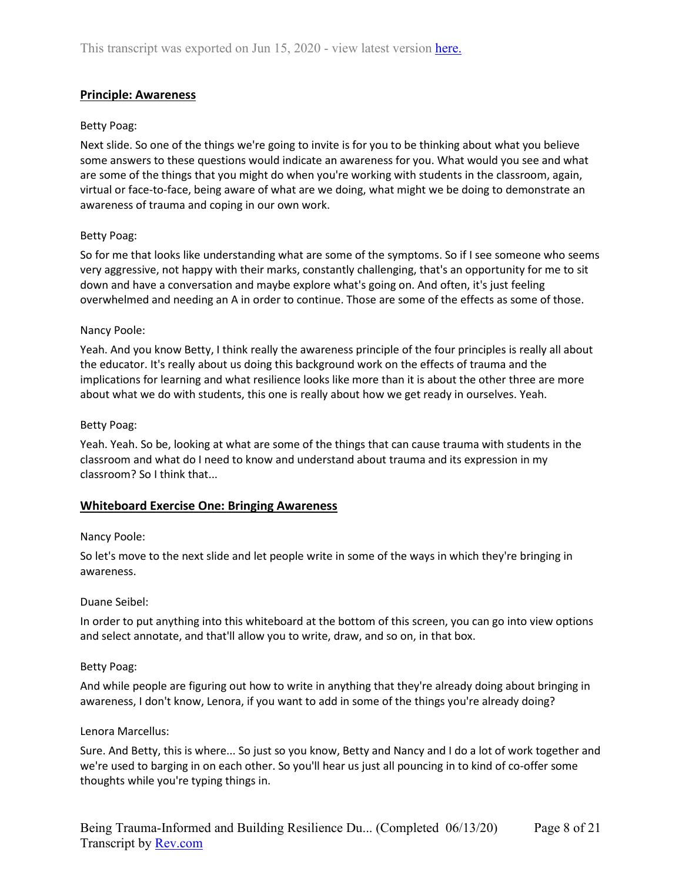## Principle: Awareness

Betty Poag:

Next slide. So one of the things we're going to invite is for you to be thinking about what you believe some answers to these questions would indicate an awareness for you. What would you see and what are some of the things that you might do when you're working with students in the classroom, again, virtual or face-to-face, being aware of what are we doing, what might we be doing to demonstrate an awareness of trauma and coping in our own work.

Betty Poag:

So for me that looks like understanding what are some of the symptoms. So if I see someone who seems very aggressive, not happy with their marks, constantly challenging, that's an opportunity for me to sit down and have a conversation and maybe explore what's going on. And often, it's just feeling overwhelmed and needing an A in order to continue. Those are some of the effects as some of those.

Nancy Poole:

Yeah. And you know Betty, I think really the awareness principle of the four principles is really all about the educator. It's really about us doing this background work on the effects of trauma and the implications for learning and what resilience looks like more than it is about the other three are more about what we do with students, this one is really about how we get ready in ourselves. Yeah.

Betty Poag:

Yeah. Yeah. So be, looking at what are some of the things that can cause trauma with students in the classroom and what do I need to know and understand about trauma and its expression in my classroom? So I think that...

## Whiteboard Exercise One: Bringing Awareness

Nancy Poole:

So let's move to the next slide and let people write in some of the ways in which they're bringing in awareness.

Duane Seibel:

In order to put anything into this whiteboard at the bottom of this screen, you can go into view options and select annotate, and that'll allow you to write, draw, and so on, in that box.

Betty Poag:

And while people are figuring out how to write in anything that they're already doing about bringing in awareness, I don't know, Lenora, if you want to add in some of the things you're already doing?

Lenora Marcellus:

Sure. And Betty, this is where... So just so you know, Betty and Nancy and I do a lot of work together and we're used to barging in on each other. So you'll hear us just all pouncing in to kind of co-offer some thoughts while you're typing things in.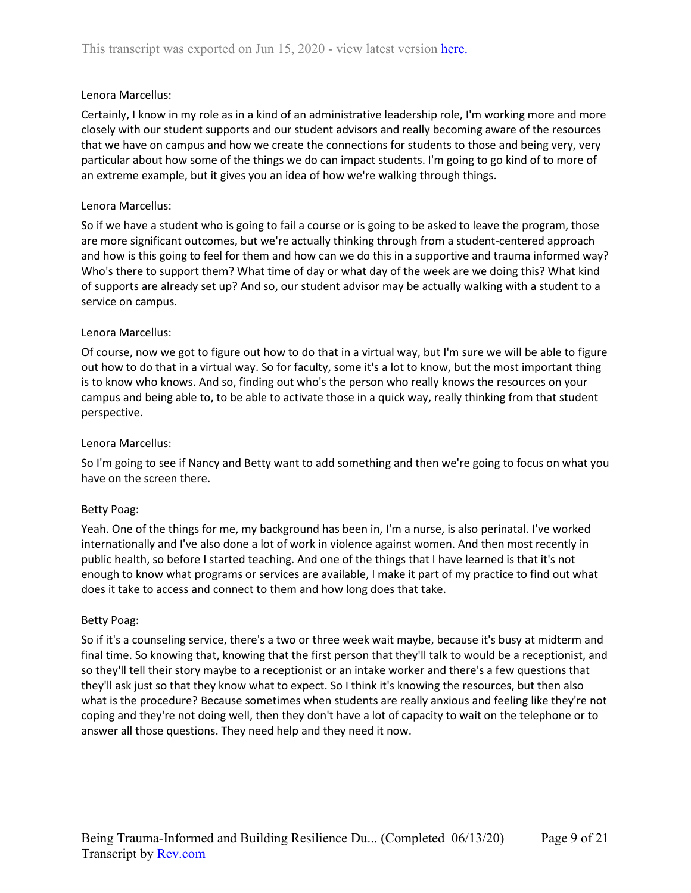Lenora Marcellus:

Certainly, I know in my role as in a kind of an administrative leadership role, I'm working more and more closely with our student supports and our student advisors and really becoming aware of the resources that we have on campus and how we create the connections for students to those and being very, very particular about how some of the things we do can impact students. I'm going to go kind of to more of an extreme example, but it gives you an idea of how we're walking through things.

Lenora Marcellus:

So if we have a student who is going to fail a course or is going to be asked to leave the program, those are more significant outcomes, but we're actually thinking through from a student-centered approach and how is this going to feel for them and how can we do this in a supportive and trauma informed way? Who's there to support them? What time of day or what day of the week are we doing this? What kind of supports are already set up? And so, our student advisor may be actually walking with a student to a service on campus.

Lenora Marcellus:

Of course, now we got to figure out how to do that in a virtual way, but I'm sure we will be able to figure out how to do that in a virtual way. So for faculty, some it's a lot to know, but the most important thing is to know who knows. And so, finding out who's the person who really knows the resources on your campus and being able to, to be able to activate those in a quick way, really thinking from that student perspective.

Lenora Marcellus:

So I'm going to see if Nancy and Betty want to add something and then we're going to focus on what you have on the screen there.

Betty Poag:

Yeah. One of the things for me, my background has been in, I'm a nurse, is also perinatal. I've worked internationally and I've also done a lot of work in violence against women. And then most recently in public health, so before I started teaching. And one of the things that I have learned is that it's not enough to know what programs or services are available, I make it part of my practice to find out what does it take to access and connect to them and how long does that take.

Betty Poag:

So if it's a counseling service, there's a two or three week wait maybe, because it's busy at midterm and final time. So knowing that, knowing that the first person that they'll talk to would be a receptionist, and so they'll tell their story maybe to a receptionist or an intake worker and there's a few questions that they'll ask just so that they know what to expect. So I think it's knowing the resources, but then also what is the procedure? Because sometimes when students are really anxious and feeling like they're not coping and they're not doing well, then they don't have a lot of capacity to wait on the telephone or to answer all those questions. They need help and they need it now.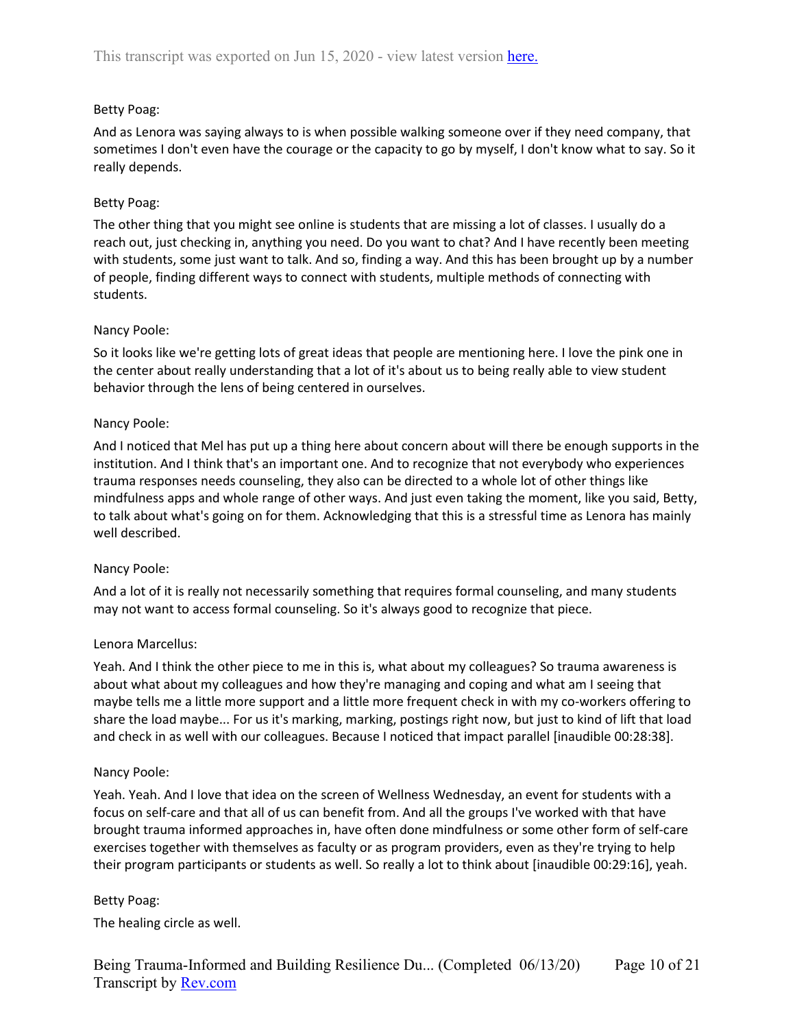Betty Poag:

And as Lenora was saying always to is when possible walking someone over if they need company, that sometimes I don't even have the courage or the capacity to go by myself, I don't know what to say. So it really depends.

Betty Poag:

The other thing that you might see online is students that are missing a lot of classes. I usually do a reach out, just checking in, anything you need. Do you want to chat? And I have recently been meeting with students, some just want to talk. And so, finding a way. And this has been brought up by a number of people, finding different ways to connect with students, multiple methods of connecting with students.

Nancy Poole:

So it looks like we're getting lots of great ideas that people are mentioning here. I love the pink one in the center about really understanding that a lot of it's about us to being really able to view student behavior through the lens of being centered in ourselves.

Nancy Poole:

And I noticed that Mel has put up a thing here about concern about will there be enough supports in the institution. And I think that's an important one. And to recognize that not everybody who experiences trauma responses needs counseling, they also can be directed to a whole lot of other things like mindfulness apps and whole range of other ways. And just even taking the moment, like you said, Betty, to talk about what's going on for them. Acknowledging that this is a stressful time as Lenora has mainly well described.

Nancy Poole:

And a lot of it is really not necessarily something that requires formal counseling, and many students may not want to access formal counseling. So it's always good to recognize that piece.

Lenora Marcellus:

Yeah. And I think the other piece to me in this is, what about my colleagues? So trauma awareness is about what about my colleagues and how they're managing and coping and what am I seeing that maybe tells me a little more support and a little more frequent check in with my co-workers offering to share the load maybe... For us it's marking, marking, postings right now, but just to kind of lift that load and check in as well with our colleagues. Because I noticed that impact parallel [inaudible 00:28:38].

Nancy Poole:

Yeah. Yeah. And I love that idea on the screen of Wellness Wednesday, an event for students with a focus on self-care and that all of us can benefit from. And all the groups I've worked with that have brought trauma informed approaches in, have often done mindfulness or some other form of self-care exercises together with themselves as faculty or as program providers, even as they're trying to help their program participants or students as well. So really a lot to think about [inaudible 00:29:16], yeah.

Betty Poag:

The healing circle as well.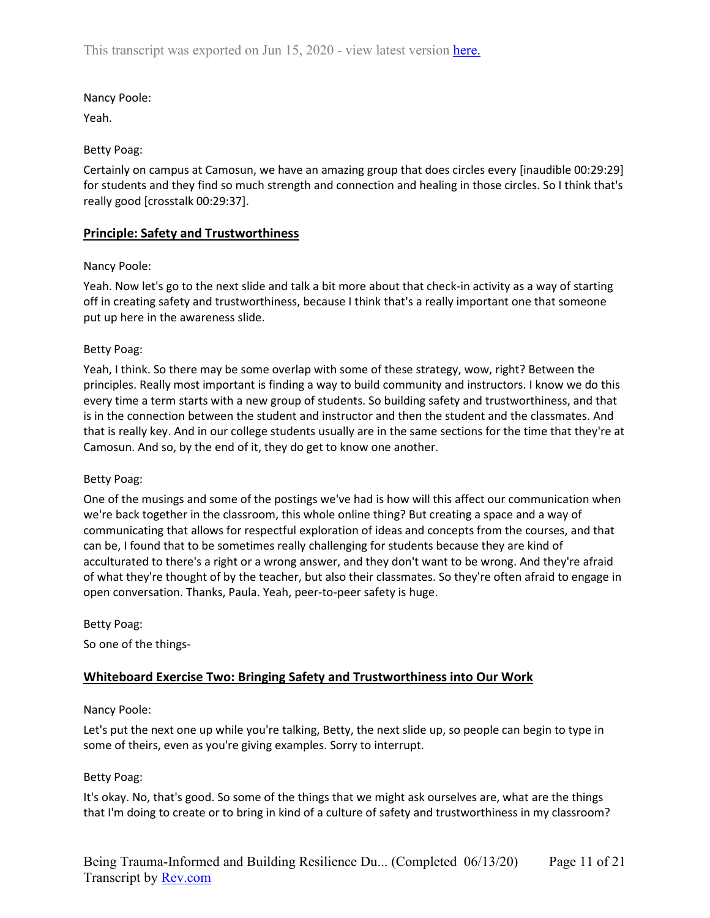Nancy Poole:

Yeah.

Betty Poag:

Certainly on campus at Camosun, we have an amazing group that does circles every [inaudible 00:29:29] for students and they find so much strength and connection and healing in those circles. So I think that's really good [crosstalk 00:29:37].

## Principle: Safety and Trustworthiness

Nancy Poole:

Yeah. Now let's go to the next slide and talk a bit more about that check-in activity as a way of starting off in creating safety and trustworthiness, because I think that's a really important one that someone put up here in the awareness slide.

Betty Poag:

Yeah, I think. So there may be some overlap with some of these strategy, wow, right? Between the principles. Really most important is finding a way to build community and instructors. I know we do this every time a term starts with a new group of students. So building safety and trustworthiness, and that is in the connection between the student and instructor and then the student and the classmates. And that is really key. And in our college students usually are in the same sections for the time that they're at Camosun. And so, by the end of it, they do get to know one another.

Betty Poag:

One of the musings and some of the postings we've had is how will this affect our communication when we're back together in the classroom, this whole online thing? But creating a space and a way of communicating that allows for respectful exploration of ideas and concepts from the courses, and that can be, I found that to be sometimes really challenging for students because they are kind of acculturated to there's a right or a wrong answer, and they don't want to be wrong. And they're afraid of what they're thought of by the teacher, but also their classmates. So they're often afraid to engage in open conversation. Thanks, Paula. Yeah, peer-to-peer safety is huge.

Betty Poag:

So one of the things-

## Whiteboard Exercise Two: Bringing Safety and Trustworthiness into Our Work

Nancy Poole:

Let's put the next one up while you're talking, Betty, the next slide up, so people can begin to type in some of theirs, even as you're giving examples. Sorry to interrupt.

Betty Poag:

It's okay. No, that's good. So some of the things that we might ask ourselves are, what are the things that I'm doing to create or to bring in kind of a culture of safety and trustworthiness in my classroom?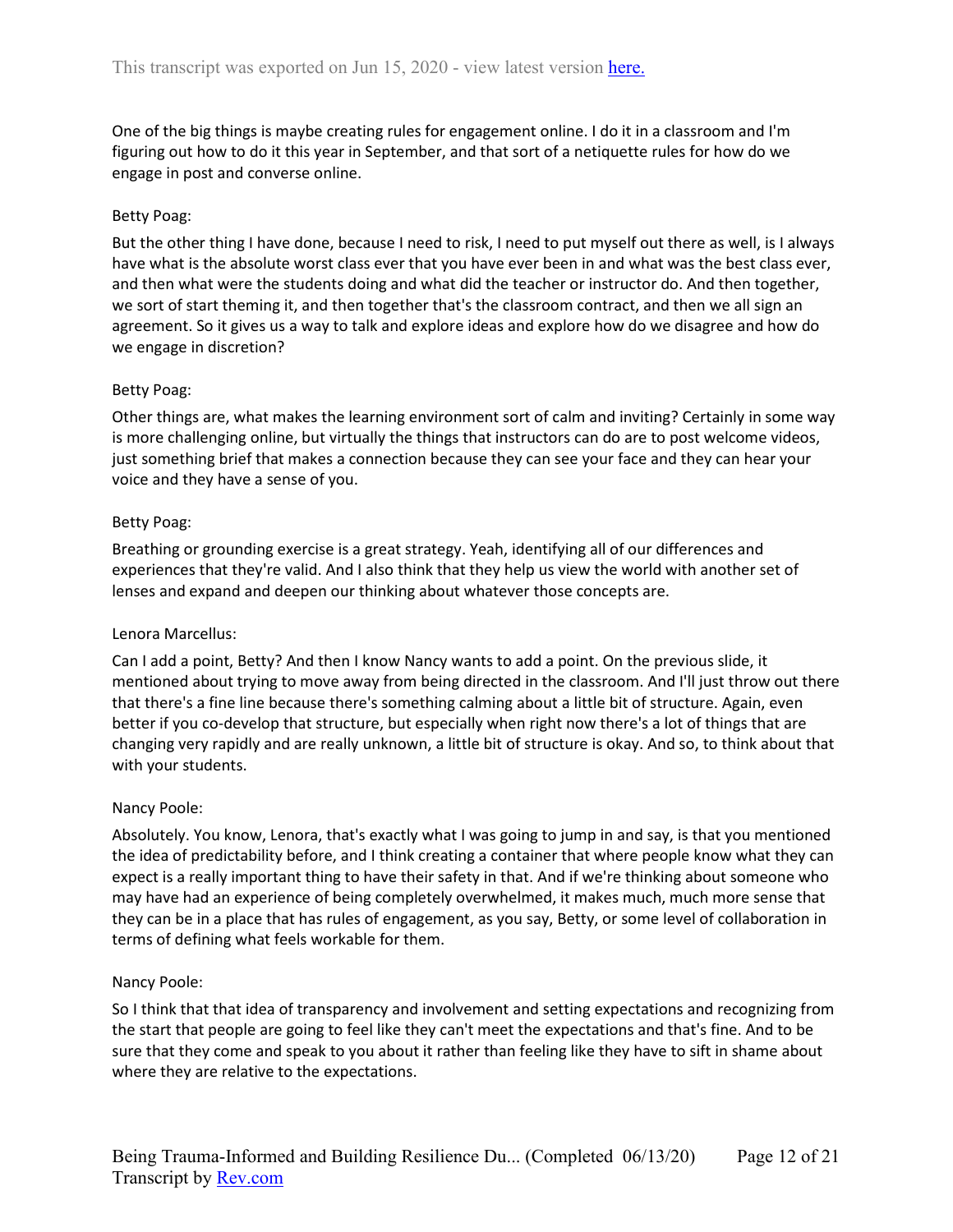One of the big things is maybe creating rules for engagement online. I do it in a classroom and I'm figuring out how to do it this year in September, and that sort of a netiquette rules for how do we engage in post and converse online.

Betty Poag:

But the other thing I have done, because I need to risk, I need to put myself out there as well, is I always have what is the absolute worst class ever that you have ever been in and what was the best class ever, and then what were the students doing and what did the teacher or instructor do. And then together, we sort of start theming it, and then together that's the classroom contract, and then we all sign an agreement. So it gives us a way to talk and explore ideas and explore how do we disagree and how do we engage in discretion?

Betty Poag:

Other things are, what makes the learning environment sort of calm and inviting? Certainly in some way is more challenging online, but virtually the things that instructors can do are to post welcome videos, just something brief that makes a connection because they can see your face and they can hear your voice and they have a sense of you.

Betty Poag:

Breathing or grounding exercise is a great strategy. Yeah, identifying all of our differences and experiences that they're valid. And I also think that they help us view the world with another set of lenses and expand and deepen our thinking about whatever those concepts are.

Lenora Marcellus:

Can I add a point, Betty? And then I know Nancy wants to add a point. On the previous slide, it mentioned about trying to move away from being directed in the classroom. And I'll just throw out there that there's a fine line because there's something calming about a little bit of structure. Again, even better if you co-develop that structure, but especially when right now there's a lot of things that are changing very rapidly and are really unknown, a little bit of structure is okay. And so, to think about that with your students.

Nancy Poole:

Absolutely. You know, Lenora, that's exactly what I was going to jump in and say, is that you mentioned the idea of predictability before, and I think creating a container that where people know what they can expect is a really important thing to have their safety in that. And if we're thinking about someone who may have had an experience of being completely overwhelmed, it makes much, much more sense that they can be in a place that has rules of engagement, as you say, Betty, or some level of collaboration in terms of defining what feels workable for them.

Nancy Poole:

So I think that that idea of transparency and involvement and setting expectations and recognizing from the start that people are going to feel like they can't meet the expectations and that's fine. And to be sure that they come and speak to you about it rather than feeling like they have to sift in shame about where they are relative to the expectations.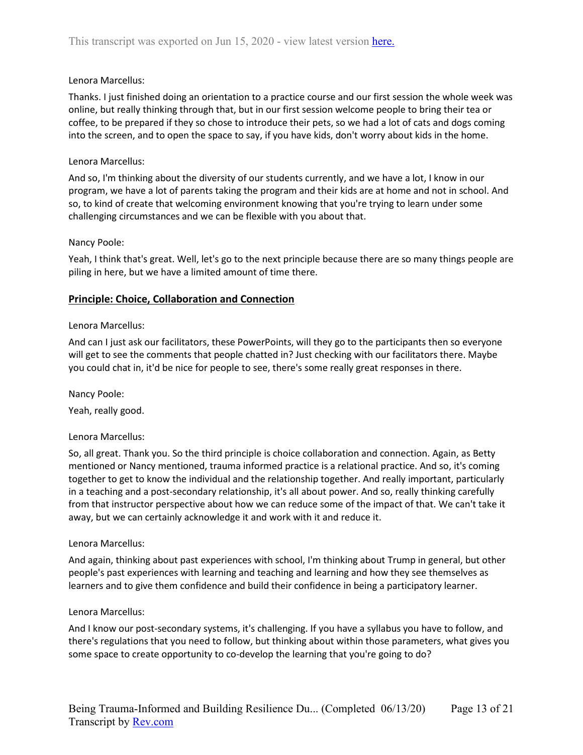Lenora Marcellus:

Thanks. I just finished doing an orientation to a practice course and our first session the whole week was online, but really thinking through that, but in our first session welcome people to bring their tea or coffee, to be prepared if they so chose to introduce their pets, so we had a lot of cats and dogs coming into the screen, and to open the space to say, if you have kids, don't worry about kids in the home.

Lenora Marcellus:

And so, I'm thinking about the diversity of our students currently, and we have a lot, I know in our program, we have a lot of parents taking the program and their kids are at home and not in school. And so, to kind of create that welcoming environment knowing that you're trying to learn under some challenging circumstances and we can be flexible with you about that.

Nancy Poole:

Yeah, I think that's great. Well, let's go to the next principle because there are so many things people are piling in here, but we have a limited amount of time there.

## Principle: Choice, Collaboration and Connection

Lenora Marcellus:

And can I just ask our facilitators, these PowerPoints, will they go to the participants then so everyone will get to see the comments that people chatted in? Just checking with our facilitators there. Maybe you could chat in, it'd be nice for people to see, there's some really great responses in there.

Nancy Poole:

Yeah, really good.

Lenora Marcellus:

So, all great. Thank you. So the third principle is choice collaboration and connection. Again, as Betty mentioned or Nancy mentioned, trauma informed practice is a relational practice. And so, it's coming together to get to know the individual and the relationship together. And really important, particularly in a teaching and a post-secondary relationship, it's all about power. And so, really thinking carefully from that instructor perspective about how we can reduce some of the impact of that. We can't take it away, but we can certainly acknowledge it and work with it and reduce it.

Lenora Marcellus:

And again, thinking about past experiences with school, I'm thinking about Trump in general, but other people's past experiences with learning and teaching and learning and how they see themselves as learners and to give them confidence and build their confidence in being a participatory learner.

Lenora Marcellus:

And I know our post-secondary systems, it's challenging. If you have a syllabus you have to follow, and there's regulations that you need to follow, but thinking about within those parameters, what gives you some space to create opportunity to co-develop the learning that you're going to do?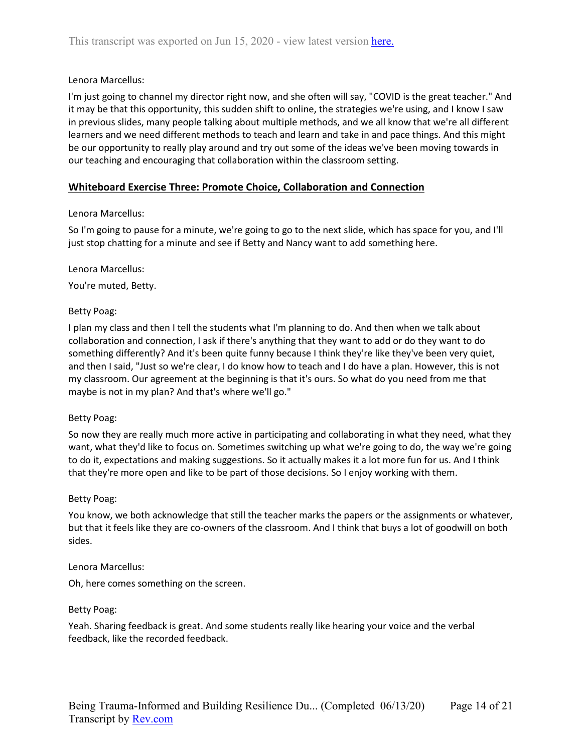Lenora Marcellus:

I'm just going to channel my director right now, and she often will say, "COVID is the great teacher." And it may be that this opportunity, this sudden shift to online, the strategies we're using, and I know I saw in previous slides, many people talking about multiple methods, and we all know that we're all different learners and we need different methods to teach and learn and take in and pace things. And this might be our opportunity to really play around and try out some of the ideas we've been moving towards in our teaching and encouraging that collaboration within the classroom setting.

## **Whiteboard Exercise Three: Promote Choice, Collaboration and Connection**

Lenora Marcellus:

So I'm going to pause for a minute, we're going to go to the next slide, which has space for you, and I'll just stop chatting for a minute and see if Betty and Nancy want to add something here.

Lenora Marcellus:

You're muted, Betty.

Betty Poag:

I plan my class and then I tell the students what I'm planning to do. And then when we talk about collaboration and connection, I ask if there's anything that they want to add or do they want to do something differently? And it's been quite funny because I think they're like they've been very quiet, and then I said, "Just so we're clear, I do know how to teach and I do have a plan. However, this is not my classroom. Our agreement at the beginning is that it's ours. So what do you need from me that maybe is not in my plan? And that's where we'll go."

Betty Poag:

So now they are really much more active in participating and collaborating in what they need, what they want, what they'd like to focus on. Sometimes switching up what we're going to do, the way we're going to do it, expectations and making suggestions. So it actually makes it a lot more fun for us. And I think that they're more open and like to be part of those decisions. So I enjoy working with them.

Betty Poag:

You know, we both acknowledge that still the teacher marks the papers or the assignments or whatever, but that it feels like they are co-owners of the classroom. And I think that buys a lot of goodwill on both sides.

Lenora Marcellus:

Oh, here comes something on the screen.

Betty Poag:

Yeah. Sharing feedback is great. And some students really like hearing your voice and the verbal feedback, like the recorded feedback.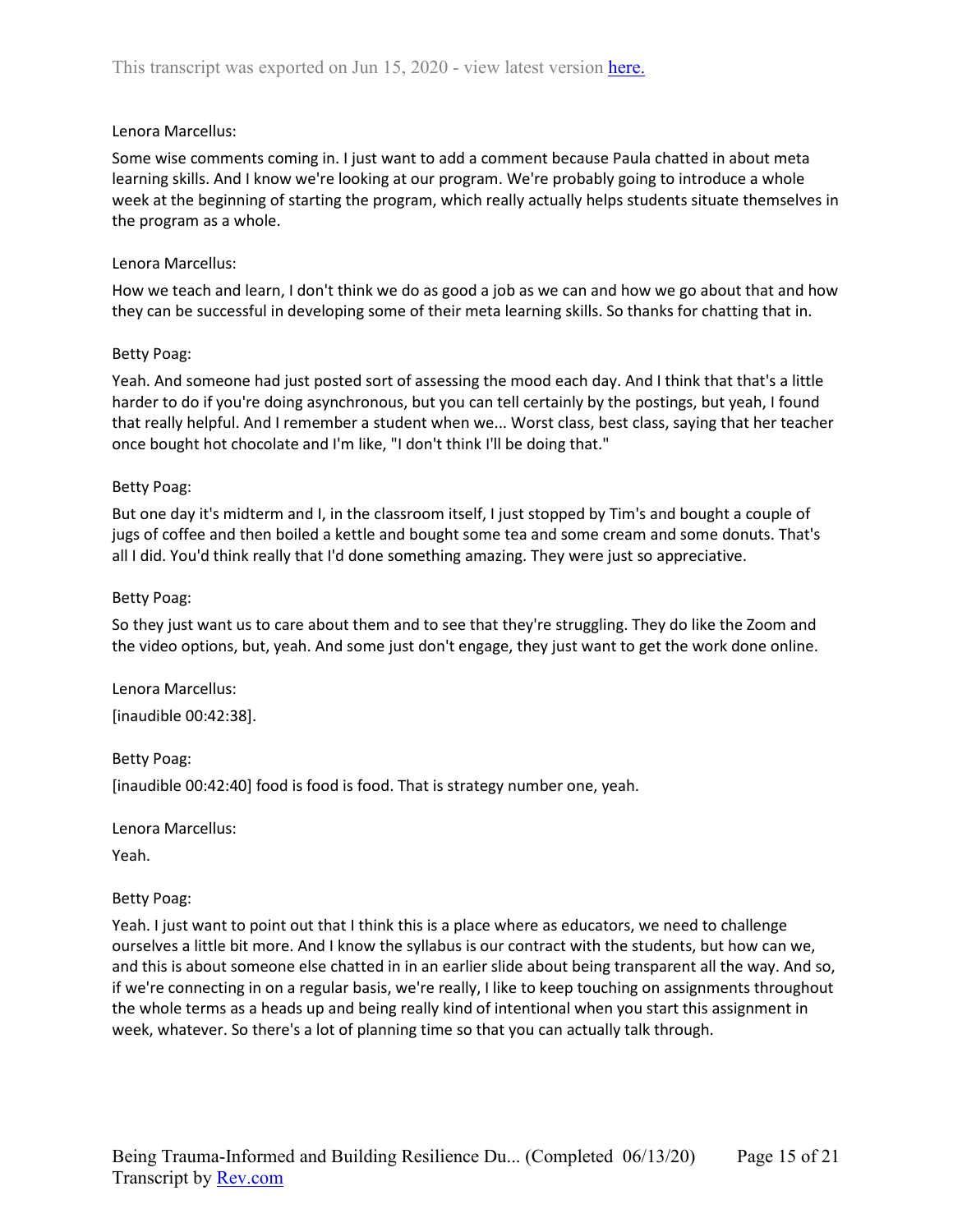Lenora Marcellus:

Some wise comments coming in. I just want to add a comment because Paula chatted in about meta learning skills. And I know we're looking at our program. We're probably going to introduce a whole week at the beginning of starting the program, which really actually helps students situate themselves in the program as a whole.

Lenora Marcellus:

How we teach and learn, I don't think we do as good a job as we can and how we go about that and how they can be successful in developing some of their meta learning skills. So thanks for chatting that in.

Betty Poag:

Yeah. And someone had just posted sort of assessing the mood each day. And I think that that's a little harder to do if you're doing asynchronous, but you can tell certainly by the postings, but yeah, I found that really helpful. And I remember a student when we... Worst class, best class, saying that her teacher once bought hot chocolate and I'm like, "I don't think I'll be doing that."

Betty Poag:

But one day it's midterm and I, in the classroom itself, I just stopped by Tim's and bought a couple of jugs of coffee and then boiled a kettle and bought some tea and some cream and some donuts. That's all I did. You'd think really that I'd done something amazing. They were just so appreciative.

Betty Poag:

So they just want us to care about them and to see that they're struggling. They do like the Zoom and the video options, but, yeah. And some just don't engage, they just want to get the work done online.

Lenora Marcellus:

[inaudible 00:42:38].

Betty Poag:

[inaudible 00:42:40] food is food is food. That is strategy number one, yeah.

Lenora Marcellus:

Yeah.

Betty Poag:

Yeah. I just want to point out that I think this is a place where as educators, we need to challenge ourselves a little bit more. And I know the syllabus is our contract with the students, but how can we, and this is about someone else chatted in in an earlier slide about being transparent all the way. And so, if we're connecting in on a regular basis, we're really, I like to keep touching on assignments throughout the whole terms as a heads up and being really kind of intentional when you start this assignment in week, whatever. So there's a lot of planning time so that you can actually talk through.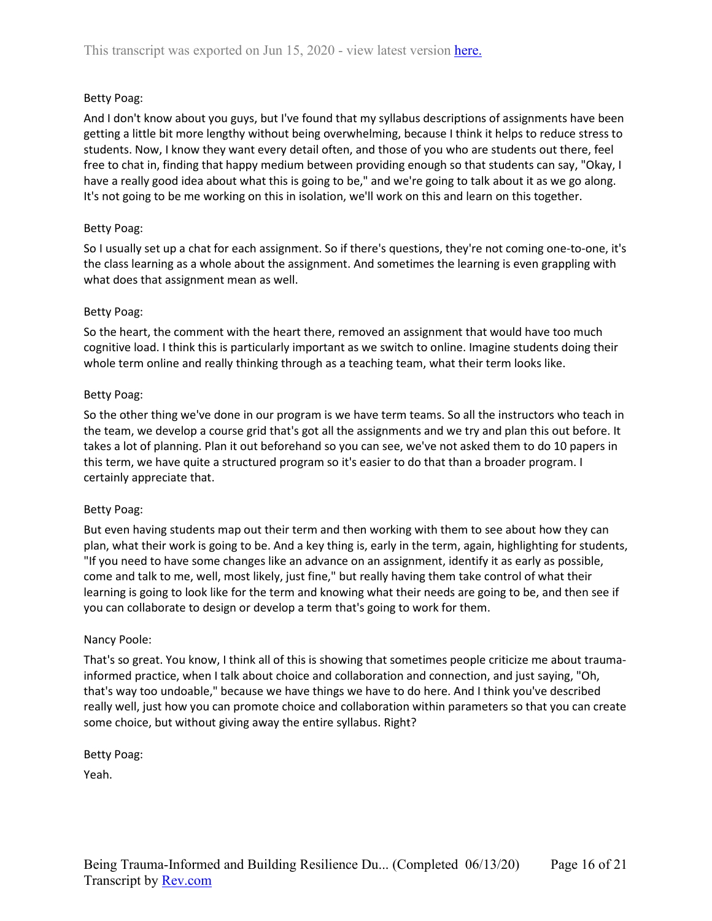Betty Poag:

And I don't know about you guys, but I've found that my syllabus descriptions of assignments have been getting a little bit more lengthy without being overwhelming, because I think it helps to reduce stress to students. Now, I know they want every detail often, and those of you who are students out there, feel free to chat in, finding that happy medium between providing enough so that students can say, "Okay, I have a really good idea about what this is going to be," and we're going to talk about it as we go along. It's not going to be me working on this in isolation, we'll work on this and learn on this together.

Betty Poag:

So I usually set up a chat for each assignment. So if there's questions, they're not coming one-to-one, it's the class learning as a whole about the assignment. And sometimes the learning is even grappling with what does that assignment mean as well.

Betty Poag:

So the heart, the comment with the heart there, removed an assignment that would have too much cognitive load. I think this is particularly important as we switch to online. Imagine students doing their whole term online and really thinking through as a teaching team, what their term looks like.

Betty Poag:

So the other thing we've done in our program is we have term teams. So all the instructors who teach in the team, we develop a course grid that's got all the assignments and we try and plan this out before. It takes a lot of planning. Plan it out beforehand so you can see, we've not asked them to do 10 papers in this term, we have quite a structured program so it's easier to do that than a broader program. I certainly appreciate that.

Betty Poag:

But even having students map out their term and then working with them to see about how they can plan, what their work is going to be. And a key thing is, early in the term, again, highlighting for students, "If you need to have some changes like an advance on an assignment, identify it as early as possible, come and talk to me, well, most likely, just fine," but really having them take control of what their learning is going to look like for the term and knowing what their needs are going to be, and then see if you can collaborate to design or develop a term that's going to work for them.

Nancy Poole:

That's so great. You know, I think all of this is showing that sometimes people criticize me about trauma-informed practice, when I talk about choice and collaboration and connection, and just saying, "Oh, that's way too undoable," because we have things we have to do here. And I think you've described really well, just how you can promote choice and collaboration within parameters so that you can create some choice, but without giving away the entire syllabus. Right?

Betty Poag:

Yeah.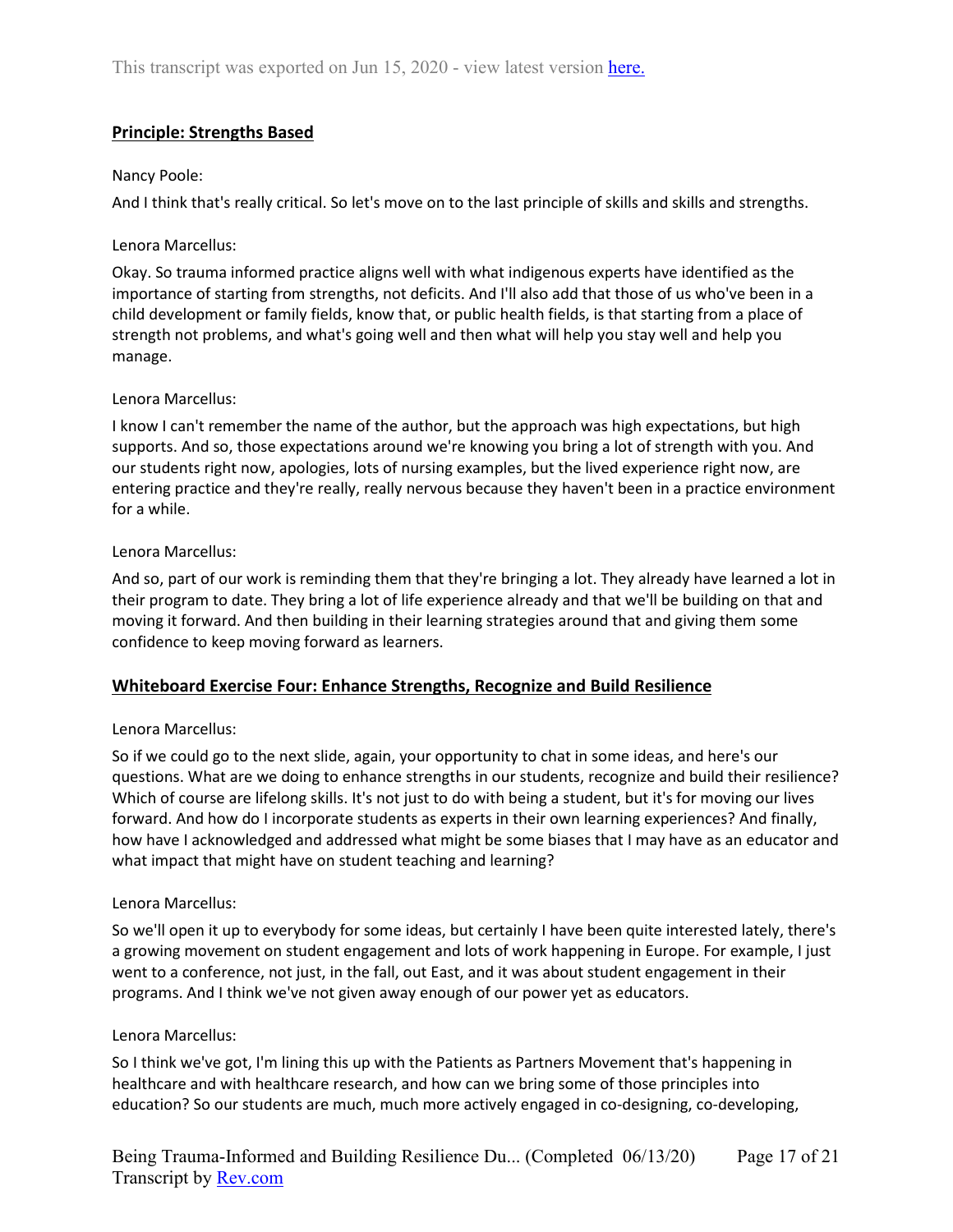## Principle: Strengths Based

Nancy Poole:

And I think that's really critical. So let's move on to the last principle of skills and skills and strengths.

Lenora Marcellus:

Okay. So trauma informed practice aligns well with what indigenous experts have identified as the importance of starting from strengths, not deficits. And I'll also add that those of us who've been in a child development or family fields, know that, or public health fields, is that starting from a place of strength not problems, and what's going well and then what will help you stay well and help you manage.

Lenora Marcellus:

I know I can't remember the name of the author, but the approach was high expectations, but high supports. And so, those expectations around we're knowing you bring a lot of strength with you. And our students right now, apologies, lots of nursing examples, but the lived experience right now, are entering practice and they're really, really nervous because they haven't been in a practice environment for a while.

Lenora Marcellus:

And so, part of our work is reminding them that they're bringing a lot. They already have learned a lot in their program to date. They bring a lot of life experience already and that we'll be building on that and moving it forward. And then building in their learning strategies around that and giving them some confidence to keep moving forward as learners.

## Whiteboard Exercise Four: Enhance Strengths, Recognize and Build Resilience

Lenora Marcellus:

So if we could go to the next slide, again, your opportunity to chat in some ideas, and here's our questions. What are we doing to enhance strengths in our students, recognize and build their resilience? Which of course are lifelong skills. It's not just to do with being a student, but it's for moving our lives forward. And how do I incorporate students as experts in their own learning experiences? And finally, how have I acknowledged and addressed what might be some biases that I may have as an educator and what impact that might have on student teaching and learning?

Lenora Marcellus:

So we'll open it up to everybody for some ideas, but certainly I have been quite interested lately, there's a growing movement on student engagement and lots of work happening in Europe. For example, I just went to a conference, not just, in the fall, out East, and it was about student engagement in their programs. And I think we've not given away enough of our power yet as educators.

Lenora Marcellus:

So I think we've got, I'm lining this up with the Patients as Partners Movement that's happening in healthcare and with healthcare research, and how can we bring some of those principles into education? So our students are much, much more actively engaged in co-designing, co-developing,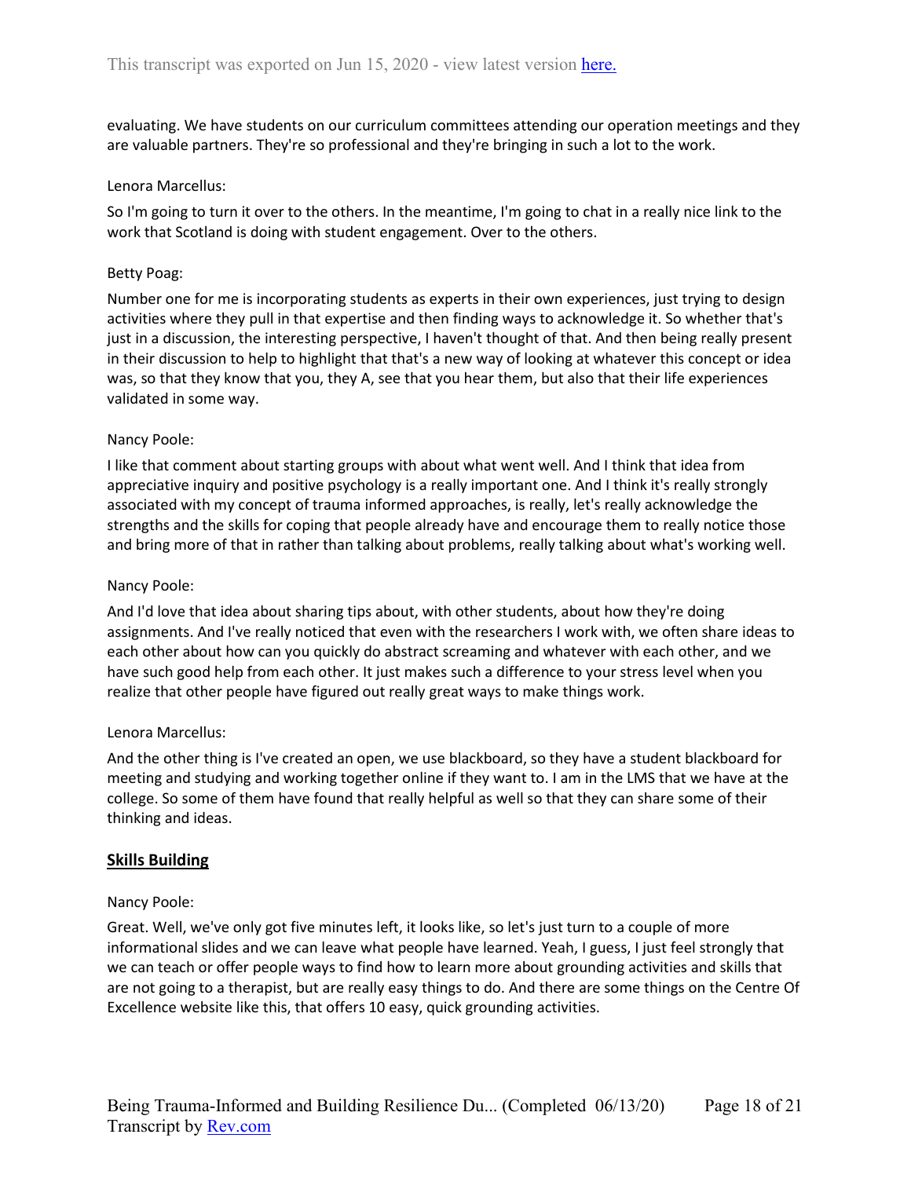evaluating. We have students on our curriculum committees attending our operation meetings and they are valuable partners. They're so professional and they're bringing in such a lot to the work.

Lenora Marcellus:

So I'm going to turn it over to the others. In the meantime, I'm going to chat in a really nice link to the work that Scotland is doing with student engagement. Over to the others.

Betty Poag:

Number one for me is incorporating students as experts in their own experiences, just trying to design activities where they pull in that expertise and then finding ways to acknowledge it. So whether that's just in a discussion, the interesting perspective, I haven't thought of that. And then being really present in their discussion to help to highlight that that's a new way of looking at whatever this concept or idea was, so that they know that you, they A, see that you hear them, but also that their life experiences validated in some way.

Nancy Poole:

I like that comment about starting groups with about what went well. And I think that idea from appreciative inquiry and positive psychology is a really important one. And I think it's really strongly associated with my concept of trauma informed approaches, is really, let's really acknowledge the strengths and the skills for coping that people already have and encourage them to really notice those and bring more of that in rather than talking about problems, really talking about what's working well.

Nancy Poole:

And I'd love that idea about sharing tips about, with other students, about how they're doing assignments. And I've really noticed that even with the researchers I work with, we often share ideas to each other about how can you quickly do abstract screaming and whatever with each other, and we have such good help from each other. It just makes such a difference to your stress level when you realize that other people have figured out really great ways to make things work.

Lenora Marcellus:

And the other thing is I've created an open, we use blackboard, so they have a student blackboard for meeting and studying and working together online if they want to. I am in the LMS that we have at the college. So some of them have found that really helpful as well so that they can share some of their thinking and ideas.

## Skills Building

Nancy Poole:

Great. Well, we've only got five minutes left, it looks like, so let's just turn to a couple of more informational slides and we can leave what people have learned. Yeah, I guess, I just feel strongly that we can teach or offer people ways to find how to learn more about grounding activities and skills that are not going to a therapist, but are really easy things to do. And there are some things on the Centre Of Excellence website like this, that offers 10 easy, quick grounding activities.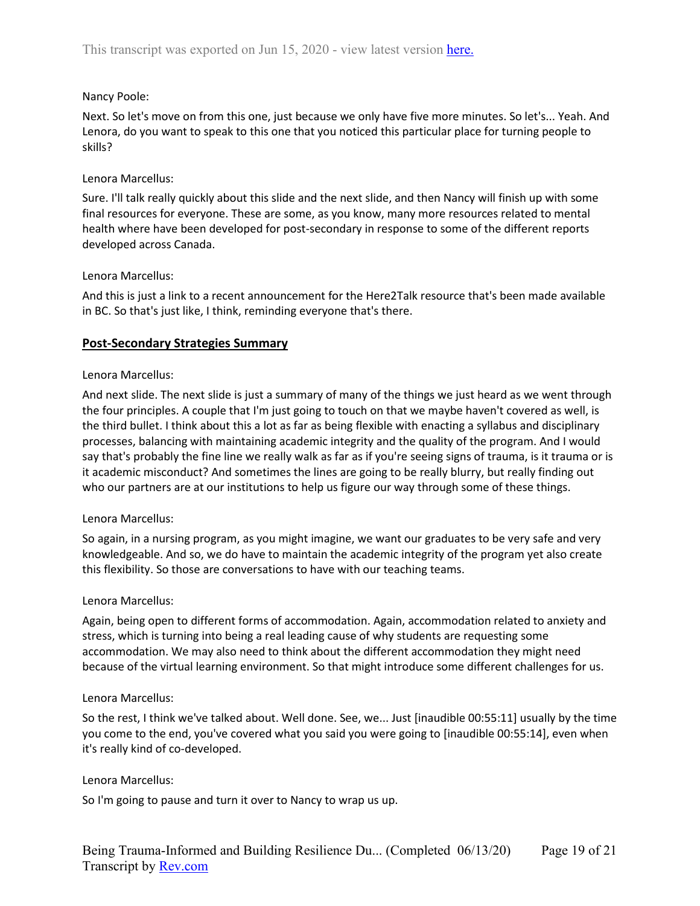Nancy Poole:

Next. So let's move on from this one, just because we only have five more minutes. So let's... Yeah. And Lenora, do you want to speak to this one that you noticed this particular place for turning people to skills?

Lenora Marcellus:

Sure. I'll talk really quickly about this slide and the next slide, and then Nancy will finish up with some final resources for everyone. These are some, as you know, many more resources related to mental health where have been developed for post-secondary in response to some of the different reports developed across Canada.

Lenora Marcellus:

And this is just a link to a recent announcement for the Here2Talk resource that's been made available in BC. So that's just like, I think, reminding everyone that's there.

## Post-Secondary Strategies Summary

Lenora Marcellus:

And next slide. The next slide is just a summary of many of the things we just heard as we went through the four principles. A couple that I'm just going to touch on that we maybe haven't covered as well, is the third bullet. I think about this a lot as far as being flexible with enacting a syllabus and disciplinary processes, balancing with maintaining academic integrity and the quality of the program. And I would say that's probably the fine line we really walk as far as if you're seeing signs of trauma, is it trauma or is it academic misconduct? And sometimes the lines are going to be really blurry, but really finding out who our partners are at our institutions to help us figure our way through some of these things.

Lenora Marcellus:

So again, in a nursing program, as you might imagine, we want our graduates to be very safe and very knowledgeable. And so, we do have to maintain the academic integrity of the program yet also create this flexibility. So those are conversations to have with our teaching teams.

Lenora Marcellus:

Again, being open to different forms of accommodation. Again, accommodation related to anxiety and stress, which is turning into being a real leading cause of why students are requesting some accommodation. We may also need to think about the different accommodation they might need because of the virtual learning environment. So that might introduce some different challenges for us.

Lenora Marcellus:

So the rest, I think we've talked about. Well done. See, we... Just [inaudible 00:55:11] usually by the time you come to the end, you've covered what you said you were going to [inaudible 00:55:14], even when it's really kind of co-developed.

Lenora Marcellus:

So I'm going to pause and turn it over to Nancy to wrap us up.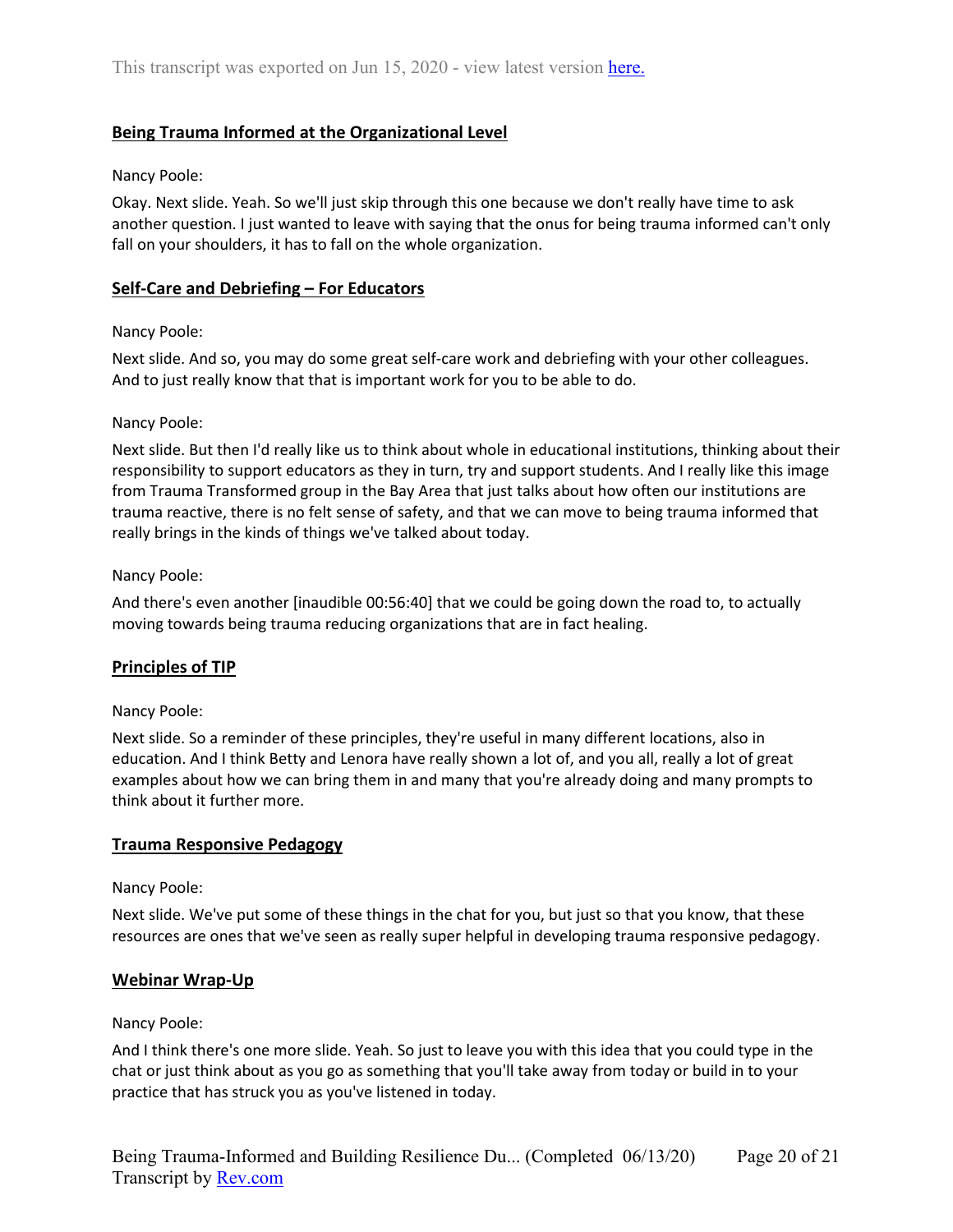## Being Trauma Informed at the Organizational Level

Nancy Poole:

Okay. Next slide. Yeah. So we'll just skip through this one because we don't really have time to ask another question. I just wanted to leave with saying that the onus for being trauma informed can't only fall on your shoulders, it has to fall on the whole organization.

## Self-Care and Debriefing – For Educators

Nancy Poole:

Next slide. And so, you may do some great self-care work and debriefing with your other colleagues. And to just really know that that is important work for you to be able to do.

Nancy Poole:

Next slide. But then I'd really like us to think about whole in educational institutions, thinking about their responsibility to support educators as they in turn, try and support students. And I really like this image from Trauma Transformed group in the Bay Area that just talks about how often our institutions are trauma reactive, there is no felt sense of safety, and that we can move to being trauma informed that really brings in the kinds of things we've talked about today.

Nancy Poole:

And there's even another [inaudible 00:56:40] that we could be going down the road to, to actually moving towards being trauma reducing organizations that are in fact healing.

## Principles of TIP

Nancy Poole:

Next slide. So a reminder of these principles, they're useful in many different locations, also in education. And I think Betty and Lenora have really shown a lot of, and you all, really a lot of great examples about how we can bring them in and many that you're already doing and many prompts to think about it further more.

## Trauma Responsive Pedagogy

Nancy Poole:

Next slide. We've put some of these things in the chat for you, but just so that you know, that these resources are ones that we've seen as really super helpful in developing trauma responsive pedagogy.

## Webinar Wrap-Up

Nancy Poole:

And I think there's one more slide. Yeah. So just to leave you with this idea that you could type in the chat or just think about as you go as something that you'll take away from today or build in to your practice that has struck you as you've listened in today.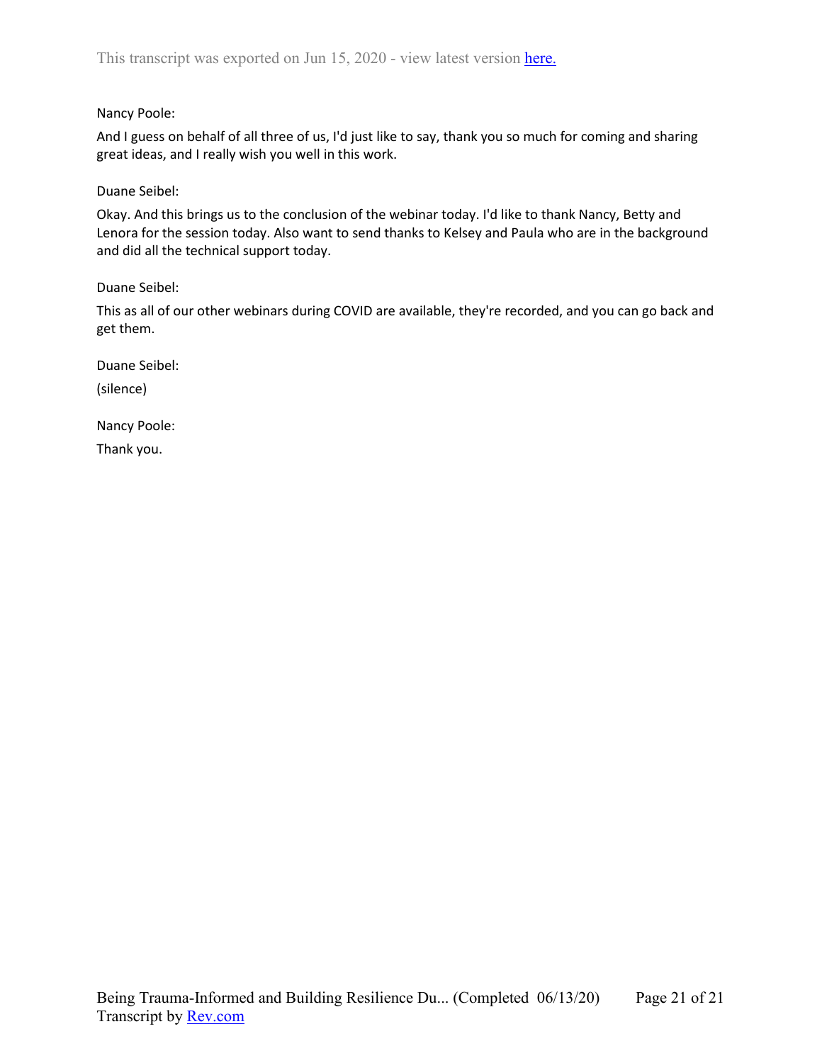Nancy Poole:

And I guess on behalf of all three of us, I'd just like to say, thank you so much for coming and sharing great ideas, and I really wish you well in this work.

Duane Seibel:

Okay. And this brings us to the conclusion of the webinar today. I'd like to thank Nancy, Betty and Lenora for the session today. Also want to send thanks to Kelsey and Paula who are in the background and did all the technical support today.

Duane Seibel:

This as all of our other webinars during COVID are available, they're recorded, and you can go back and get them.

Duane Seibel:

(silence)

Nancy Poole:

Thank you.